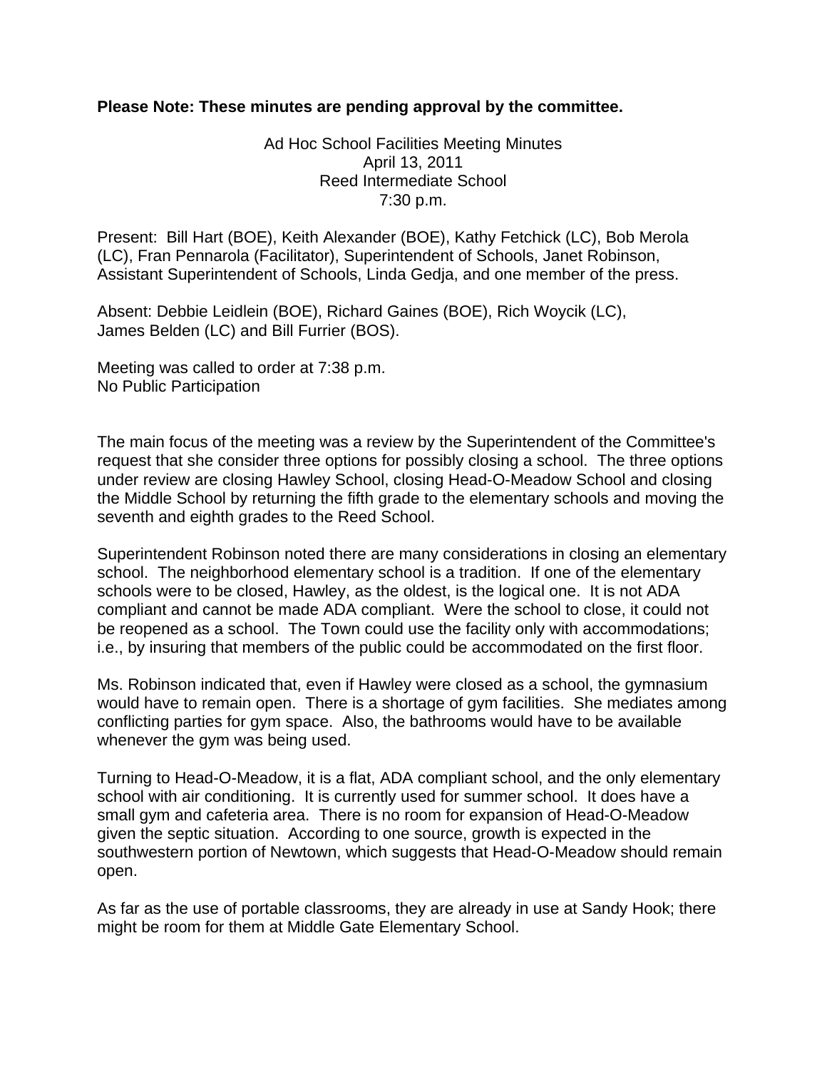**Please Note: These minutes are pending approval by the committee.**

Ad Hoc School Facilities Meeting Minutes
April 13, 2011
Reed Intermediate School
7:30 p.m.

Present: Bill Hart (BOE), Keith Alexander (BOE), Kathy Fetchick (LC), Bob Merola (LC), Fran Pennarola (Facilitator), Superintendent of Schools, Janet Robinson, Assistant Superintendent of Schools, Linda Gedja, and one member of the press.

Absent: Debbie Leidlein (BOE), Richard Gaines (BOE), Rich Woycik (LC), James Belden (LC) and Bill Furrier (BOS).

Meeting was called to order at 7:38 p.m.
No Public Participation

The main focus of the meeting was a review by the Superintendent of the Committee's request that she consider three options for possibly closing a school. The three options under review are closing Hawley School, closing Head-O-Meadow School and closing the Middle School by returning the fifth grade to the elementary schools and moving the seventh and eighth grades to the Reed School.

Superintendent Robinson noted there are many considerations in closing an elementary school. The neighborhood elementary school is a tradition. If one of the elementary schools were to be closed, Hawley, as the oldest, is the logical one. It is not ADA compliant and cannot be made ADA compliant. Were the school to close, it could not be reopened as a school. The Town could use the facility only with accommodations; i.e., by insuring that members of the public could be accommodated on the first floor.

Ms. Robinson indicated that, even if Hawley were closed as a school, the gymnasium would have to remain open. There is a shortage of gym facilities. She mediates among conflicting parties for gym space. Also, the bathrooms would have to be available whenever the gym was being used.

Turning to Head-O-Meadow, it is a flat, ADA compliant school, and the only elementary school with air conditioning. It is currently used for summer school. It does have a small gym and cafeteria area. There is no room for expansion of Head-O-Meadow given the septic situation. According to one source, growth is expected in the southwestern portion of Newtown, which suggests that Head-O-Meadow should remain open.

As far as the use of portable classrooms, they are already in use at Sandy Hook; there might be room for them at Middle Gate Elementary School.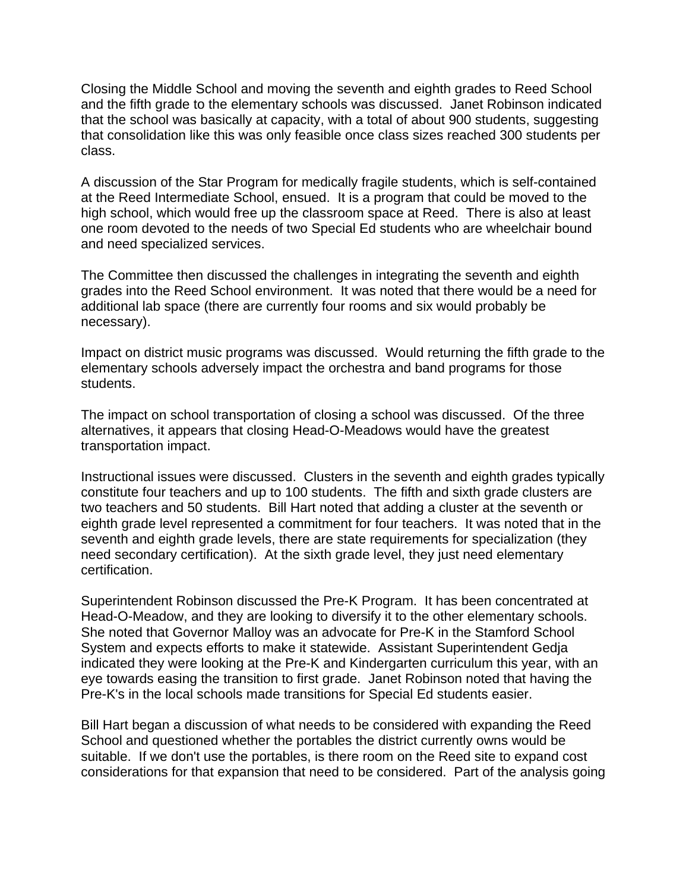Closing the Middle School and moving the seventh and eighth grades to Reed School and the fifth grade to the elementary schools was discussed. Janet Robinson indicated that the school was basically at capacity, with a total of about 900 students, suggesting that consolidation like this was only feasible once class sizes reached 300 students per class.

A discussion of the Star Program for medically fragile students, which is self-contained at the Reed Intermediate School, ensued. It is a program that could be moved to the high school, which would free up the classroom space at Reed. There is also at least one room devoted to the needs of two Special Ed students who are wheelchair bound and need specialized services.

The Committee then discussed the challenges in integrating the seventh and eighth grades into the Reed School environment. It was noted that there would be a need for additional lab space (there are currently four rooms and six would probably be necessary).

Impact on district music programs was discussed. Would returning the fifth grade to the elementary schools adversely impact the orchestra and band programs for those students.

The impact on school transportation of closing a school was discussed. Of the three alternatives, it appears that closing Head-O-Meadows would have the greatest transportation impact.

Instructional issues were discussed. Clusters in the seventh and eighth grades typically constitute four teachers and up to 100 students. The fifth and sixth grade clusters are two teachers and 50 students. Bill Hart noted that adding a cluster at the seventh or eighth grade level represented a commitment for four teachers. It was noted that in the seventh and eighth grade levels, there are state requirements for specialization (they need secondary certification). At the sixth grade level, they just need elementary certification.

Superintendent Robinson discussed the Pre-K Program. It has been concentrated at Head-O-Meadow, and they are looking to diversify it to the other elementary schools. She noted that Governor Malloy was an advocate for Pre-K in the Stamford School System and expects efforts to make it statewide. Assistant Superintendent Gedja indicated they were looking at the Pre-K and Kindergarten curriculum this year, with an eye towards easing the transition to first grade. Janet Robinson noted that having the Pre-K's in the local schools made transitions for Special Ed students easier.

Bill Hart began a discussion of what needs to be considered with expanding the Reed School and questioned whether the portables the district currently owns would be suitable. If we don't use the portables, is there room on the Reed site to expand cost considerations for that expansion that need to be considered. Part of the analysis going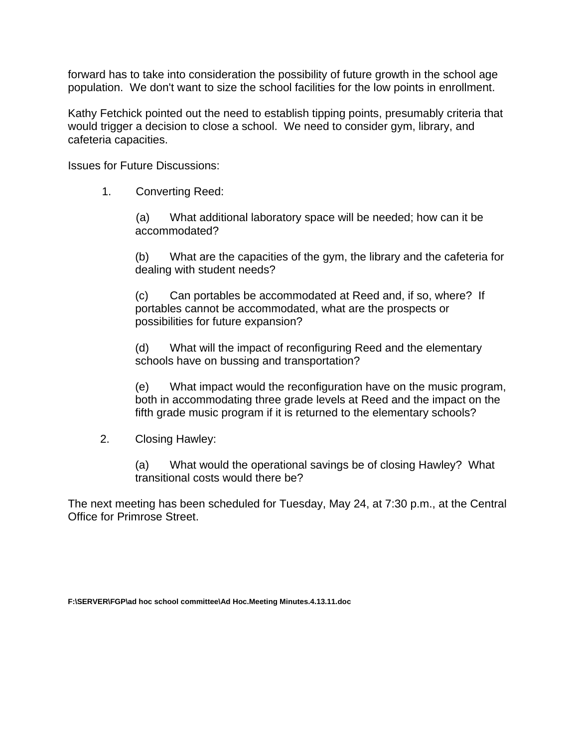forward has to take into consideration the possibility of future growth in the school age population. We don't want to size the school facilities for the low points in enrollment.

Kathy Fetchick pointed out the need to establish tipping points, presumably criteria that would trigger a decision to close a school. We need to consider gym, library, and cafeteria capacities.

Issues for Future Discussions:

1. Converting Reed:

   (a) What additional laboratory space will be needed; how can it be accommodated?

   (b) What are the capacities of the gym, the library and the cafeteria for dealing with student needs?

   (c) Can portables be accommodated at Reed and, if so, where? If portables cannot be accommodated, what are the prospects or possibilities for future expansion?

   (d) What will the impact of reconfiguring Reed and the elementary schools have on bussing and transportation?

   (e) What impact would the reconfiguration have on the music program, both in accommodating three grade levels at Reed and the impact on the fifth grade music program if it is returned to the elementary schools?

2. Closing Hawley:

   (a) What would the operational savings be of closing Hawley? What transitional costs would there be?

The next meeting has been scheduled for Tuesday, May 24, at 7:30 p.m., at the Central Office for Primrose Street.

**F:\SERVER\FGP\ad hoc school committee\Ad Hoc.Meeting Minutes.4.13.11.doc**